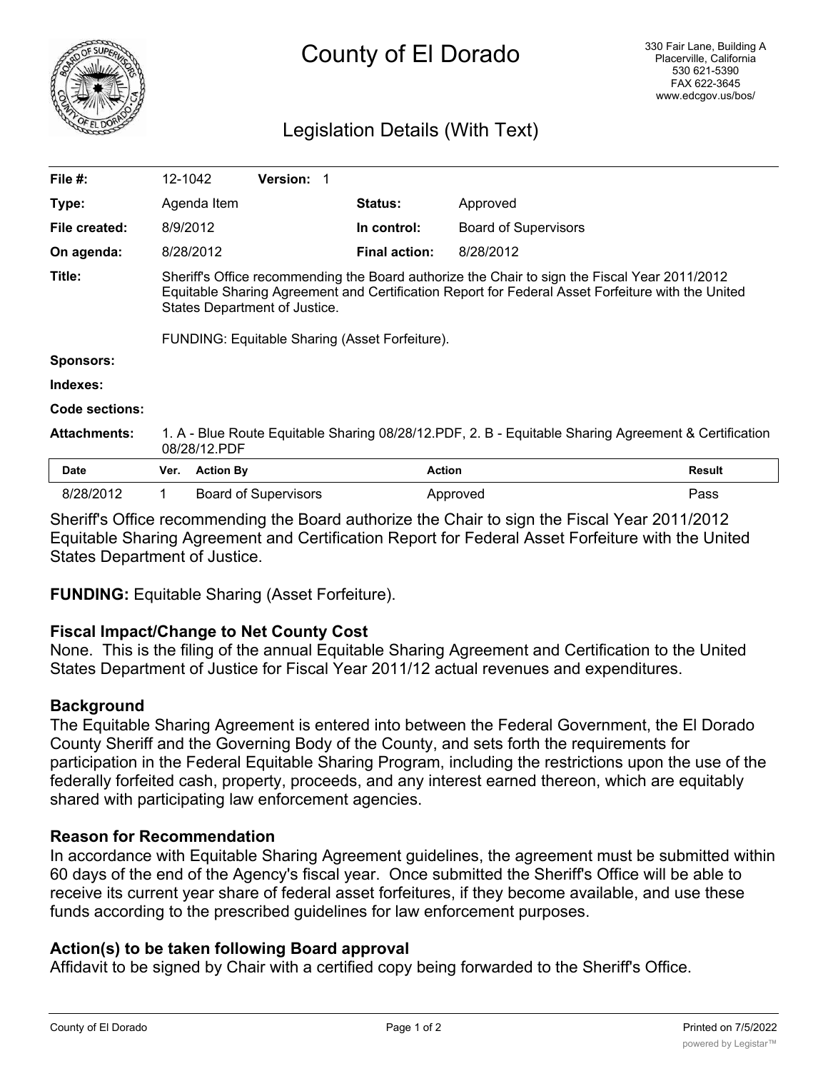# County of El Dorado

330 Fair Lane, Building A
Placerville, California
530 621-5390
FAX 622-3645
www.edcgov.us/bos/

## Legislation Details (With Text)

| | | | |
|---|---|---|---|
| **File #:** | 12-1042 **Version:** 1 | | |
| **Type:** | Agenda Item | **Status:** | Approved |
| **File created:** | 8/9/2012 | **In control:** | Board of Supervisors |
| **On agenda:** | 8/28/2012 | **Final action:** | 8/28/2012 |

**Title:** Sheriff's Office recommending the Board authorize the Chair to sign the Fiscal Year 2011/2012 Equitable Sharing Agreement and Certification Report for Federal Asset Forfeiture with the United States Department of Justice.

FUNDING: Equitable Sharing (Asset Forfeiture).

**Sponsors:**

**Indexes:**

**Code sections:**

**Attachments:** 1. A - Blue Route Equitable Sharing 08/28/12.PDF, 2. B - Equitable Sharing Agreement & Certification 08/28/12.PDF

| Date | Ver. | Action By | Action | Result |
|---|---|---|---|---|
| 8/28/2012 | 1 | Board of Supervisors | Approved | Pass |

Sheriff's Office recommending the Board authorize the Chair to sign the Fiscal Year 2011/2012 Equitable Sharing Agreement and Certification Report for Federal Asset Forfeiture with the United States Department of Justice.

**FUNDING:** Equitable Sharing (Asset Forfeiture).

### Fiscal Impact/Change to Net County Cost

None. This is the filing of the annual Equitable Sharing Agreement and Certification to the United States Department of Justice for Fiscal Year 2011/12 actual revenues and expenditures.

### Background

The Equitable Sharing Agreement is entered into between the Federal Government, the El Dorado County Sheriff and the Governing Body of the County, and sets forth the requirements for participation in the Federal Equitable Sharing Program, including the restrictions upon the use of the federally forfeited cash, property, proceeds, and any interest earned thereon, which are equitably shared with participating law enforcement agencies.

### Reason for Recommendation

In accordance with Equitable Sharing Agreement guidelines, the agreement must be submitted within 60 days of the end of the Agency's fiscal year. Once submitted the Sheriff's Office will be able to receive its current year share of federal asset forfeitures, if they become available, and use these funds according to the prescribed guidelines for law enforcement purposes.

### Action(s) to be taken following Board approval

Affidavit to be signed by Chair with a certified copy being forwarded to the Sheriff's Office.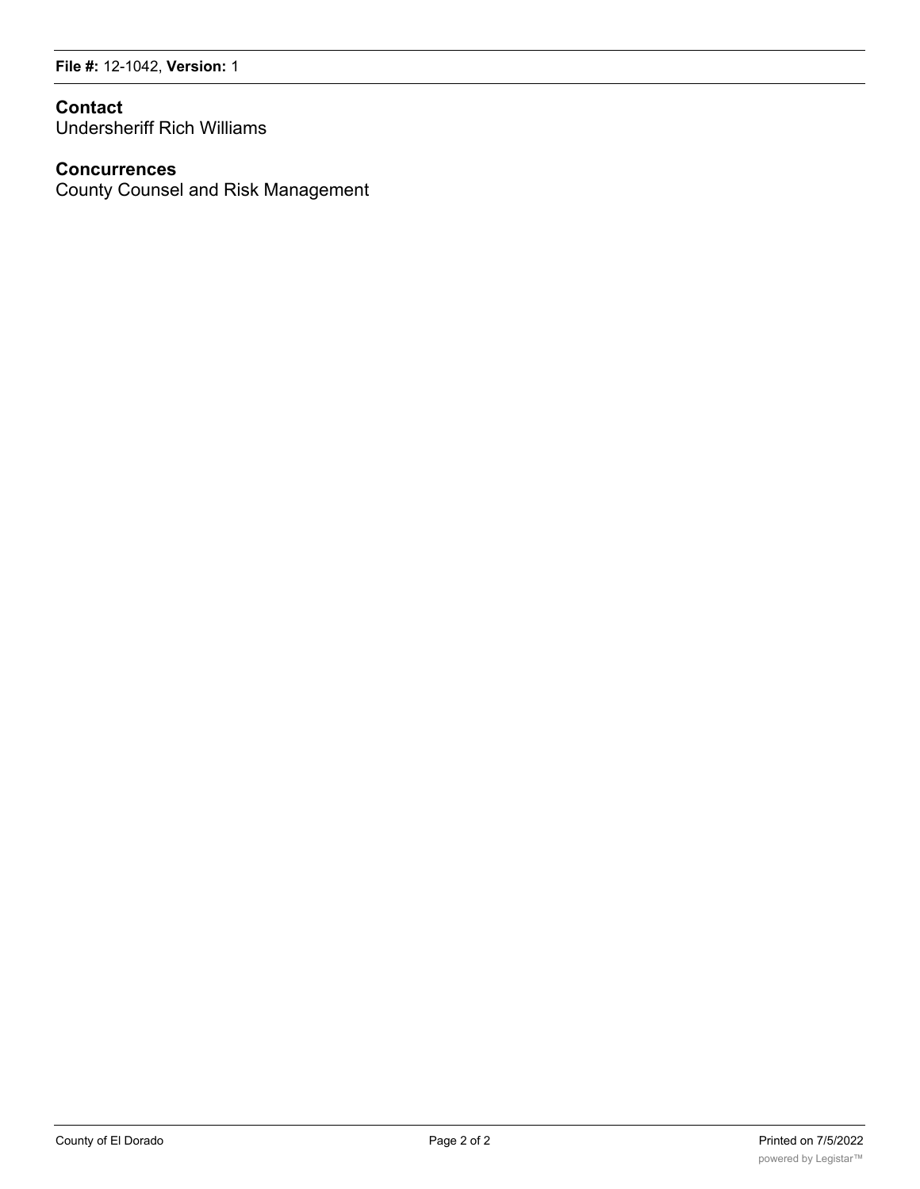**Contact**
Undersheriff Rich Williams

**Concurrences**
County Counsel and Risk Management